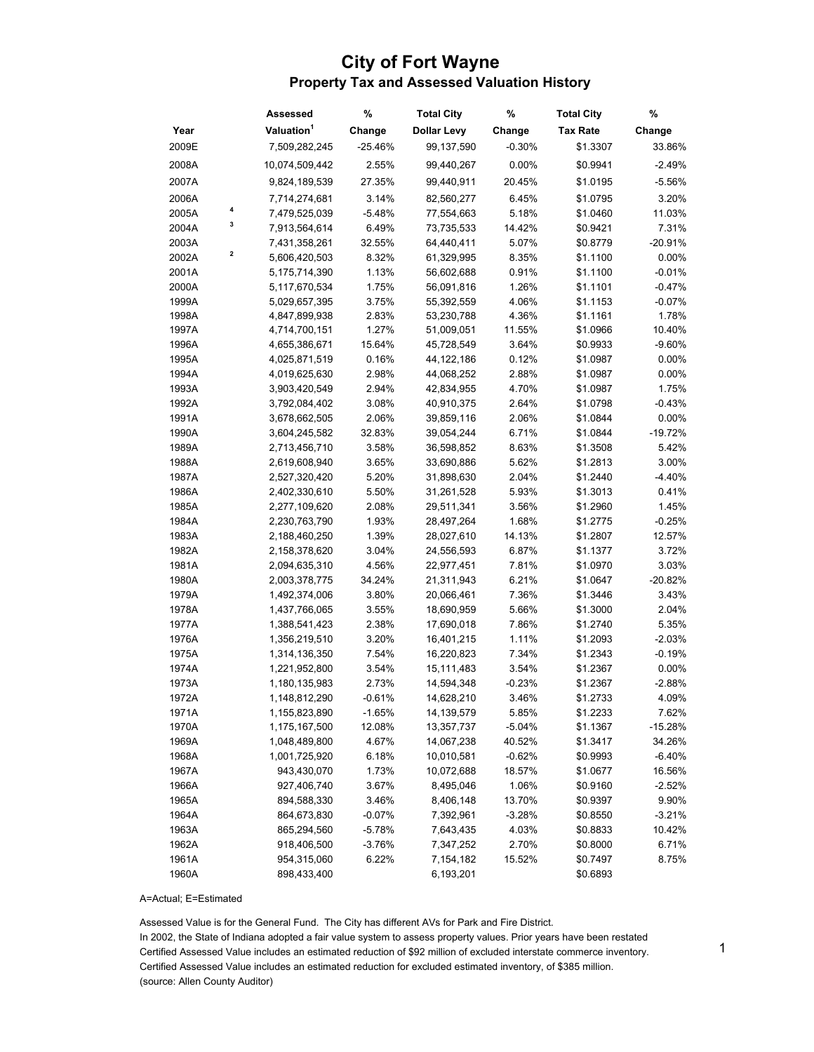# City of Fort Wayne

## Property Tax and Assessed Valuation History

| Year | | Assessed Valuation[1] | % Change | Total City Dollar Levy | % Change | Total City Tax Rate | % Change |
|---|---|---|---|---|---|---|---|
| 2009E | | 7,509,282,245 | -25.46% | 99,137,590 | -0.30% | $1.3307 | 33.86% |
| 2008A | | 10,074,509,442 | 2.55% | 99,440,267 | 0.00% | $0.9941 | -2.49% |
| 2007A | | 9,824,189,539 | 27.35% | 99,440,911 | 20.45% | $1.0195 | -5.56% |
| 2006A | | 7,714,274,681 | 3.14% | 82,560,277 | 6.45% | $1.0795 | 3.20% |
| 2005A | 4 | 7,479,525,039 | -5.48% | 77,554,663 | 5.18% | $1.0460 | 11.03% |
| 2004A | 3 | 7,913,564,614 | 6.49% | 73,735,533 | 14.42% | $0.9421 | 7.31% |
| 2003A | | 7,431,358,261 | 32.55% | 64,440,411 | 5.07% | $0.8779 | -20.91% |
| 2002A | 2 | 5,606,420,503 | 8.32% | 61,329,995 | 8.35% | $1.1100 | 0.00% |
| 2001A | | 5,175,714,390 | 1.13% | 56,602,688 | 0.91% | $1.1100 | -0.01% |
| 2000A | | 5,117,670,534 | 1.75% | 56,091,816 | 1.26% | $1.1101 | -0.47% |
| 1999A | | 5,029,657,395 | 3.75% | 55,392,559 | 4.06% | $1.1153 | -0.07% |
| 1998A | | 4,847,899,938 | 2.83% | 53,230,788 | 4.36% | $1.1161 | 1.78% |
| 1997A | | 4,714,700,151 | 1.27% | 51,009,051 | 11.55% | $1.0966 | 10.40% |
| 1996A | | 4,655,386,671 | 15.64% | 45,728,549 | 3.64% | $0.9933 | -9.60% |
| 1995A | | 4,025,871,519 | 0.16% | 44,122,186 | 0.12% | $1.0987 | 0.00% |
| 1994A | | 4,019,625,630 | 2.98% | 44,068,252 | 2.88% | $1.0987 | 0.00% |
| 1993A | | 3,903,420,549 | 2.94% | 42,834,955 | 4.70% | $1.0987 | 1.75% |
| 1992A | | 3,792,084,402 | 3.08% | 40,910,375 | 2.64% | $1.0798 | -0.43% |
| 1991A | | 3,678,662,505 | 2.06% | 39,859,116 | 2.06% | $1.0844 | 0.00% |
| 1990A | | 3,604,245,582 | 32.83% | 39,054,244 | 6.71% | $1.0844 | -19.72% |
| 1989A | | 2,713,456,710 | 3.58% | 36,598,852 | 8.63% | $1.3508 | 5.42% |
| 1988A | | 2,619,608,940 | 3.65% | 33,690,886 | 5.62% | $1.2813 | 3.00% |
| 1987A | | 2,527,320,420 | 5.20% | 31,898,630 | 2.04% | $1.2440 | -4.40% |
| 1986A | | 2,402,330,610 | 5.50% | 31,261,528 | 5.93% | $1.3013 | 0.41% |
| 1985A | | 2,277,109,620 | 2.08% | 29,511,341 | 3.56% | $1.2960 | 1.45% |
| 1984A | | 2,230,763,790 | 1.93% | 28,497,264 | 1.68% | $1.2775 | -0.25% |
| 1983A | | 2,188,460,250 | 1.39% | 28,027,610 | 14.13% | $1.2807 | 12.57% |
| 1982A | | 2,158,378,620 | 3.04% | 24,556,593 | 6.87% | $1.1377 | 3.72% |
| 1981A | | 2,094,635,310 | 4.56% | 22,977,451 | 7.81% | $1.0970 | 3.03% |
| 1980A | | 2,003,378,775 | 34.24% | 21,311,943 | 6.21% | $1.0647 | -20.82% |
| 1979A | | 1,492,374,006 | 3.80% | 20,066,461 | 7.36% | $1.3446 | 3.43% |
| 1978A | | 1,437,766,065 | 3.55% | 18,690,959 | 5.66% | $1.3000 | 2.04% |
| 1977A | | 1,388,541,423 | 2.38% | 17,690,018 | 7.86% | $1.2740 | 5.35% |
| 1976A | | 1,356,219,510 | 3.20% | 16,401,215 | 1.11% | $1.2093 | -2.03% |
| 1975A | | 1,314,136,350 | 7.54% | 16,220,823 | 7.34% | $1.2343 | -0.19% |
| 1974A | | 1,221,952,800 | 3.54% | 15,111,483 | 3.54% | $1.2367 | 0.00% |
| 1973A | | 1,180,135,983 | 2.73% | 14,594,348 | -0.23% | $1.2367 | -2.88% |
| 1972A | | 1,148,812,290 | -0.61% | 14,628,210 | 3.46% | $1.2733 | 4.09% |
| 1971A | | 1,155,823,890 | -1.65% | 14,139,579 | 5.85% | $1.2233 | 7.62% |
| 1970A | | 1,175,167,500 | 12.08% | 13,357,737 | -5.04% | $1.1367 | -15.28% |
| 1969A | | 1,048,489,800 | 4.67% | 14,067,238 | 40.52% | $1.3417 | 34.26% |
| 1968A | | 1,001,725,920 | 6.18% | 10,010,581 | -0.62% | $0.9993 | -6.40% |
| 1967A | | 943,430,070 | 1.73% | 10,072,688 | 18.57% | $1.0677 | 16.56% |
| 1966A | | 927,406,740 | 3.67% | 8,495,046 | 1.06% | $0.9160 | -2.52% |
| 1965A | | 894,588,330 | 3.46% | 8,406,148 | 13.70% | $0.9397 | 9.90% |
| 1964A | | 864,673,830 | -0.07% | 7,392,961 | -3.28% | $0.8550 | -3.21% |
| 1963A | | 865,294,560 | -5.78% | 7,643,435 | 4.03% | $0.8833 | 10.42% |
| 1962A | | 918,406,500 | -3.76% | 7,347,252 | 2.70% | $0.8000 | 6.71% |
| 1961A | | 954,315,060 | 6.22% | 7,154,182 | 15.52% | $0.7497 | 8.75% |
| 1960A | | 898,433,400 | | 6,193,201 | | $0.6893 | |

A=Actual; E=Estimated

Assessed Value is for the General Fund. The City has different AVs for Park and Fire District.
In 2002, the State of Indiana adopted a fair value system to assess property values. Prior years have been restated
Certified Assessed Value includes an estimated reduction of $92 million of excluded interstate commerce inventory.
Certified Assessed Value includes an estimated reduction for excluded estimated inventory, of $385 million.
(source: Allen County Auditor)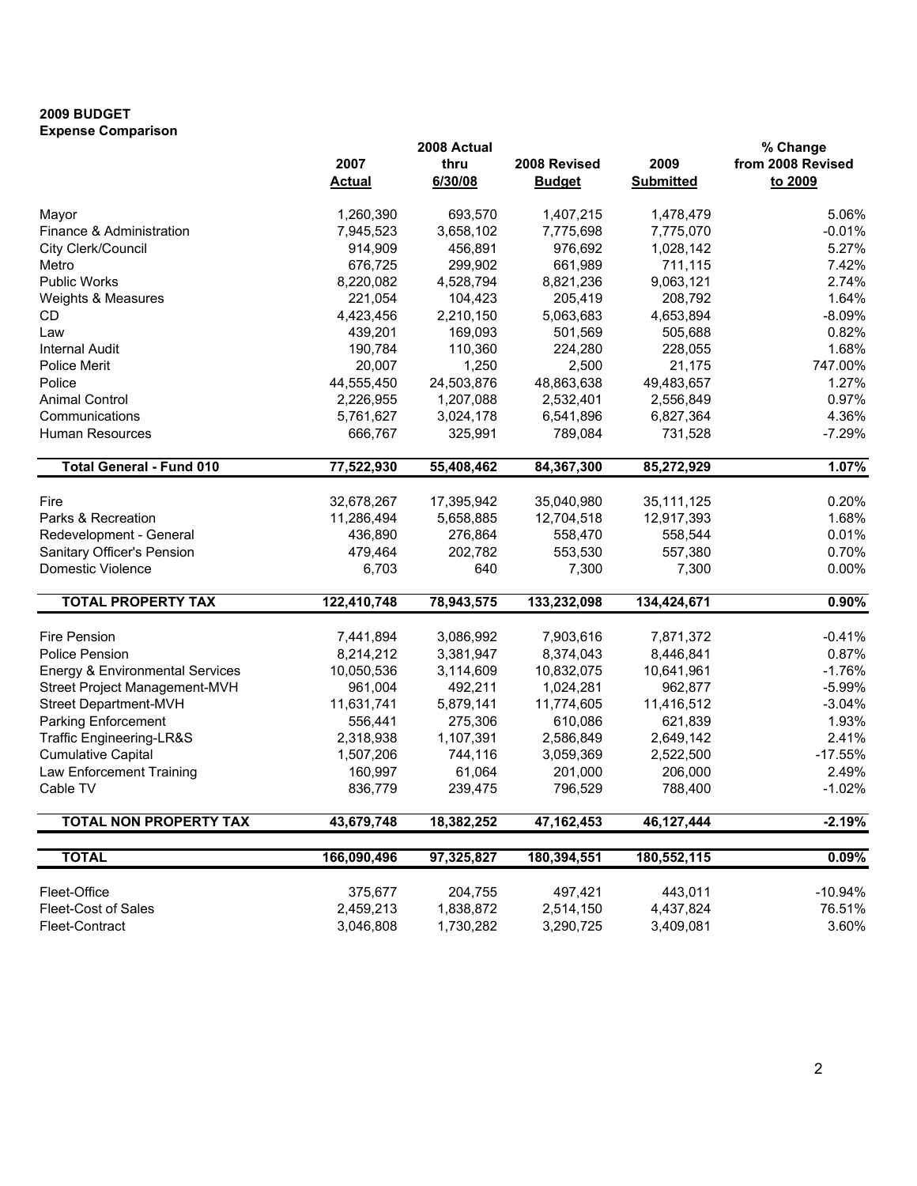**2009 BUDGET**
**Expense Comparison**

| | 2007 Actual | 2008 Actual thru 6/30/08 | 2008 Revised Budget | 2009 Submitted | % Change from 2008 Revised to 2009 |
|---|---|---|---|---|---|
| Mayor | 1,260,390 | 693,570 | 1,407,215 | 1,478,479 | 5.06% |
| Finance & Administration | 7,945,523 | 3,658,102 | 7,775,698 | 7,775,070 | -0.01% |
| City Clerk/Council | 914,909 | 456,891 | 976,692 | 1,028,142 | 5.27% |
| Metro | 676,725 | 299,902 | 661,989 | 711,115 | 7.42% |
| Public Works | 8,220,082 | 4,528,794 | 8,821,236 | 9,063,121 | 2.74% |
| Weights & Measures | 221,054 | 104,423 | 205,419 | 208,792 | 1.64% |
| CD | 4,423,456 | 2,210,150 | 5,063,683 | 4,653,894 | -8.09% |
| Law | 439,201 | 169,093 | 501,569 | 505,688 | 0.82% |
| Internal Audit | 190,784 | 110,360 | 224,280 | 228,055 | 1.68% |
| Police Merit | 20,007 | 1,250 | 2,500 | 21,175 | 747.00% |
| Police | 44,555,450 | 24,503,876 | 48,863,638 | 49,483,657 | 1.27% |
| Animal Control | 2,226,955 | 1,207,088 | 2,532,401 | 2,556,849 | 0.97% |
| Communications | 5,761,627 | 3,024,178 | 6,541,896 | 6,827,364 | 4.36% |
| Human Resources | 666,767 | 325,991 | 789,084 | 731,528 | -7.29% |
| **Total General - Fund 010** | **77,522,930** | **55,408,462** | **84,367,300** | **85,272,929** | **1.07%** |
| Fire | 32,678,267 | 17,395,942 | 35,040,980 | 35,111,125 | 0.20% |
| Parks & Recreation | 11,286,494 | 5,658,885 | 12,704,518 | 12,917,393 | 1.68% |
| Redevelopment - General | 436,890 | 276,864 | 558,470 | 558,544 | 0.01% |
| Sanitary Officer's Pension | 479,464 | 202,782 | 553,530 | 557,380 | 0.70% |
| Domestic Violence | 6,703 | 640 | 7,300 | 7,300 | 0.00% |
| **TOTAL PROPERTY TAX** | **122,410,748** | **78,943,575** | **133,232,098** | **134,424,671** | **0.90%** |
| Fire Pension | 7,441,894 | 3,086,992 | 7,903,616 | 7,871,372 | -0.41% |
| Police Pension | 8,214,212 | 3,381,947 | 8,374,043 | 8,446,841 | 0.87% |
| Energy & Environmental Services | 10,050,536 | 3,114,609 | 10,832,075 | 10,641,961 | -1.76% |
| Street Project Management-MVH | 961,004 | 492,211 | 1,024,281 | 962,877 | -5.99% |
| Street Department-MVH | 11,631,741 | 5,879,141 | 11,774,605 | 11,416,512 | -3.04% |
| Parking Enforcement | 556,441 | 275,306 | 610,086 | 621,839 | 1.93% |
| Traffic Engineering-LR&S | 2,318,938 | 1,107,391 | 2,586,849 | 2,649,142 | 2.41% |
| Cumulative Capital | 1,507,206 | 744,116 | 3,059,369 | 2,522,500 | -17.55% |
| Law Enforcement Training | 160,997 | 61,064 | 201,000 | 206,000 | 2.49% |
| Cable TV | 836,779 | 239,475 | 796,529 | 788,400 | -1.02% |
| **TOTAL NON PROPERTY TAX** | **43,679,748** | **18,382,252** | **47,162,453** | **46,127,444** | **-2.19%** |
| **TOTAL** | **166,090,496** | **97,325,827** | **180,394,551** | **180,552,115** | **0.09%** |
| Fleet-Office | 375,677 | 204,755 | 497,421 | 443,011 | -10.94% |
| Fleet-Cost of Sales | 2,459,213 | 1,838,872 | 2,514,150 | 4,437,824 | 76.51% |
| Fleet-Contract | 3,046,808 | 1,730,282 | 3,290,725 | 3,409,081 | 3.60% |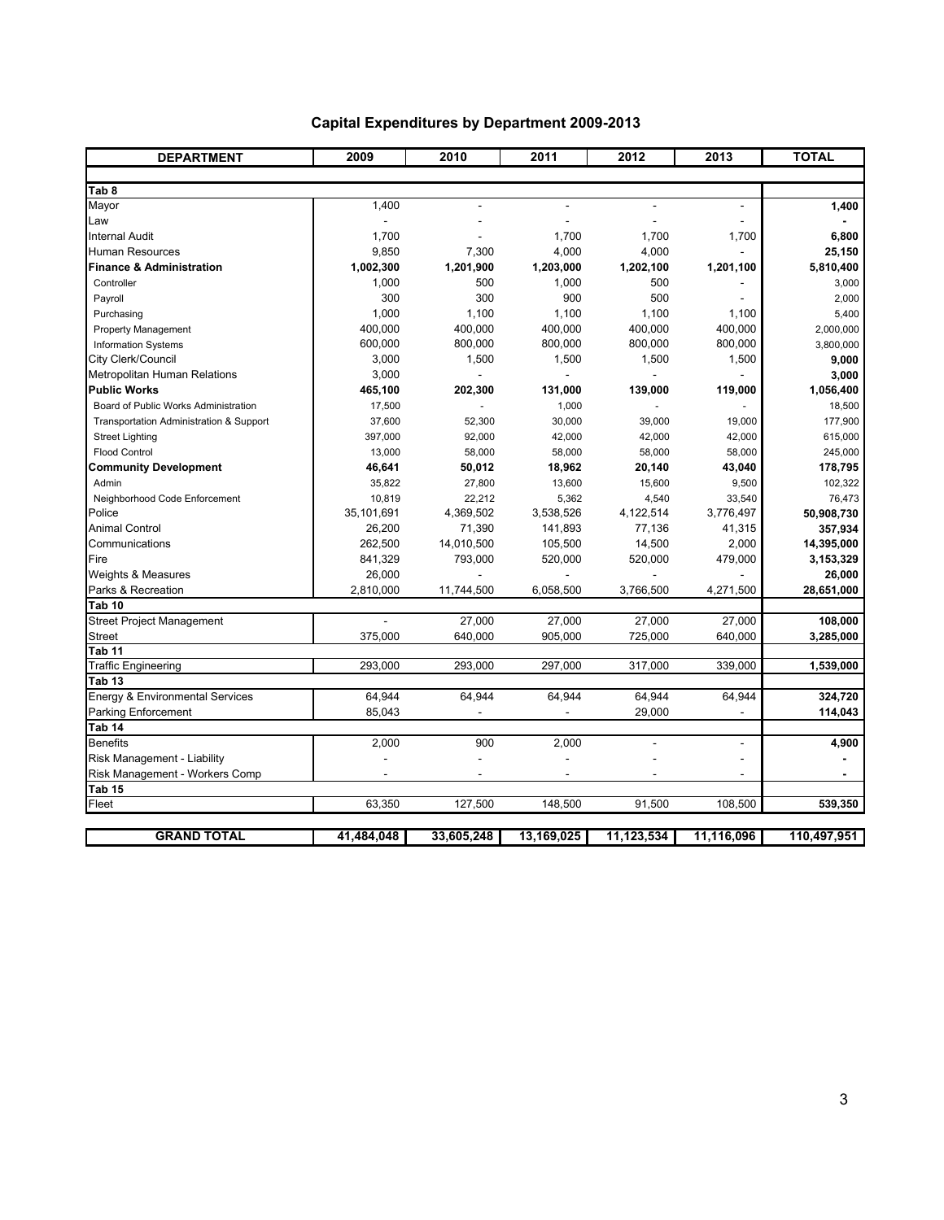## Capital Expenditures by Department 2009-2013

| DEPARTMENT | 2009 | 2010 | 2011 | 2012 | 2013 | TOTAL |
|---|---|---|---|---|---|---|
| **Tab 8** | | | | | | |
| Mayor | 1,400 | - | - | - | - | **1,400** |
| Law | - | - | - | - | - | **-** |
| Internal Audit | 1,700 | - | 1,700 | 1,700 | 1,700 | **6,800** |
| Human Resources | 9,850 | 7,300 | 4,000 | 4,000 | - | **25,150** |
| **Finance & Administration** | **1,002,300** | **1,201,900** | **1,203,000** | **1,202,100** | **1,201,100** | **5,810,400** |
| Controller | 1,000 | 500 | 1,000 | 500 | - | 3,000 |
| Payroll | 300 | 300 | 900 | 500 | - | 2,000 |
| Purchasing | 1,000 | 1,100 | 1,100 | 1,100 | 1,100 | 5,400 |
| Property Management | 400,000 | 400,000 | 400,000 | 400,000 | 400,000 | 2,000,000 |
| Information Systems | 600,000 | 800,000 | 800,000 | 800,000 | 800,000 | 3,800,000 |
| City Clerk/Council | 3,000 | 1,500 | 1,500 | 1,500 | 1,500 | **9,000** |
| Metropolitan Human Relations | 3,000 | - | - | - | - | **3,000** |
| **Public Works** | **465,100** | **202,300** | **131,000** | **139,000** | **119,000** | **1,056,400** |
| Board of Public Works Administration | 17,500 | - | 1,000 | - | - | 18,500 |
| Transportation Administration & Support | 37,600 | 52,300 | 30,000 | 39,000 | 19,000 | 177,900 |
| Street Lighting | 397,000 | 92,000 | 42,000 | 42,000 | 42,000 | 615,000 |
| Flood Control | 13,000 | 58,000 | 58,000 | 58,000 | 58,000 | 245,000 |
| **Community Development** | **46,641** | **50,012** | **18,962** | **20,140** | **43,040** | **178,795** |
| Admin | 35,822 | 27,800 | 13,600 | 15,600 | 9,500 | 102,322 |
| Neighborhood Code Enforcement | 10,819 | 22,212 | 5,362 | 4,540 | 33,540 | 76,473 |
| Police | 35,101,691 | 4,369,502 | 3,538,526 | 4,122,514 | 3,776,497 | **50,908,730** |
| Animal Control | 26,200 | 71,390 | 141,893 | 77,136 | 41,315 | **357,934** |
| Communications | 262,500 | 14,010,500 | 105,500 | 14,500 | 2,000 | **14,395,000** |
| Fire | 841,329 | 793,000 | 520,000 | 520,000 | 479,000 | **3,153,329** |
| Weights & Measures | 26,000 | - | - | - | - | **26,000** |
| Parks & Recreation | 2,810,000 | 11,744,500 | 6,058,500 | 3,766,500 | 4,271,500 | **28,651,000** |
| **Tab 10** | | | | | | |
| Street Project Management | - | 27,000 | 27,000 | 27,000 | 27,000 | **108,000** |
| Street | 375,000 | 640,000 | 905,000 | 725,000 | 640,000 | **3,285,000** |
| **Tab 11** | | | | | | |
| Traffic Engineering | 293,000 | 293,000 | 297,000 | 317,000 | 339,000 | **1,539,000** |
| **Tab 13** | | | | | | |
| Energy & Environmental Services | 64,944 | 64,944 | 64,944 | 64,944 | 64,944 | **324,720** |
| Parking Enforcement | 85,043 | - | - | 29,000 | - | **114,043** |
| **Tab 14** | | | | | | |
| Benefits | 2,000 | 900 | 2,000 | - | - | **4,900** |
| Risk Management - Liability | - | - | - | - | - | **-** |
| Risk Management - Workers Comp | - | - | - | - | - | **-** |
| **Tab 15** | | | | | | |
| Fleet | 63,350 | 127,500 | 148,500 | 91,500 | 108,500 | **539,350** |
| **GRAND TOTAL** | **41,484,048** | **33,605,248** | **13,169,025** | **11,123,534** | **11,116,096** | **110,497,951** |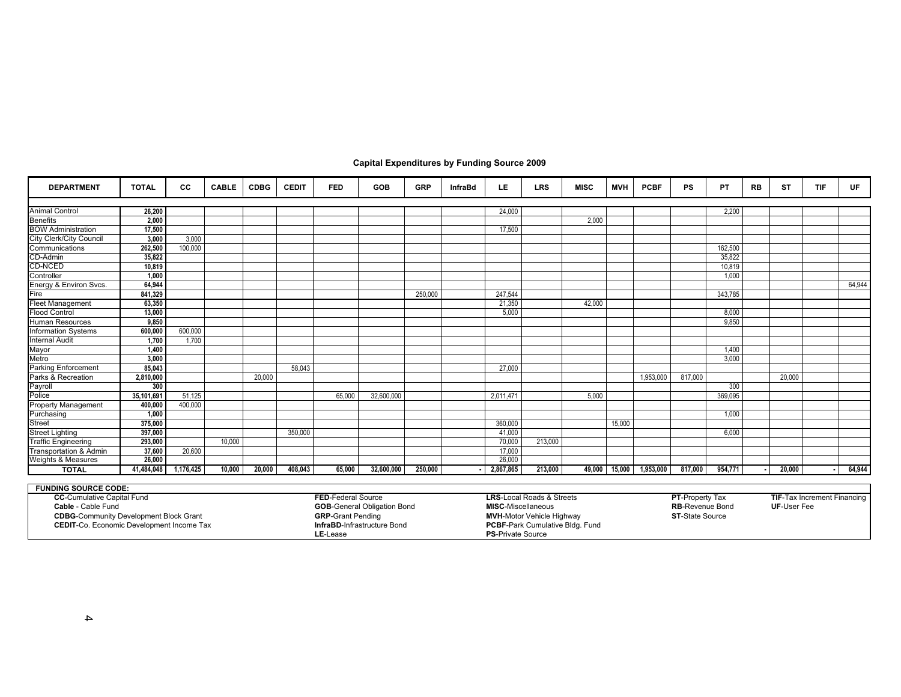## Capital Expenditures by Funding Source 2009

| DEPARTMENT | TOTAL | CC | CABLE | CDBG | CEDIT | FED | GOB | GRP | InfraBd | LE | LRS | MISC | MVH | PCBF | PS | PT | RB | ST | TIF | UF |
|---|---|---|---|---|---|---|---|---|---|---|---|---|---|---|---|---|---|---|---|---|
| Animal Control | **26,200** | | | | | | | | | 24,000 | | | | | | 2,200 | | | | |
| Benefits | **2,000** | | | | | | | | | | | 2,000 | | | | | | | | |
| BOW Administration | **17,500** | | | | | | | | | 17,500 | | | | | | | | | | |
| City Clerk/City Council | **3,000** | 3,000 | | | | | | | | | | | | | | | | | | |
| Communications | **262,500** | 100,000 | | | | | | | | | | | | | | 162,500 | | | | |
| CD-Admin | **35,822** | | | | | | | | | | | | | | | 35,822 | | | | |
| CD-NCED | **10,819** | | | | | | | | | | | | | | | 10,819 | | | | |
| Controller | **1,000** | | | | | | | | | | | | | | | 1,000 | | | | |
| Energy & Environ Svcs. | **64,944** | | | | | | | | | | | | | | | | | | | 64,944 |
| Fire | **841,329** | | | | | | | 250,000 | | 247,544 | | | | | | 343,785 | | | | |
| Fleet Management | **63,350** | | | | | | | | | 21,350 | | 42,000 | | | | | | | | |
| Flood Control | **13,000** | | | | | | | | | 5,000 | | | | | | 8,000 | | | | |
| Human Resources | **9,850** | | | | | | | | | | | | | | | 9,850 | | | | |
| Information Systems | **600,000** | 600,000 | | | | | | | | | | | | | | | | | | |
| Internal Audit | **1,700** | 1,700 | | | | | | | | | | | | | | | | | | |
| Mayor | **1,400** | | | | | | | | | | | | | | | 1,400 | | | | |
| Metro | **3,000** | | | | | | | | | | | | | | | 3,000 | | | | |
| Parking Enforcement | **85,043** | | | | 58,043 | | | | | 27,000 | | | | | | | | | | |
| Parks & Recreation | **2,810,000** | | | 20,000 | | | | | | | | | | 1,953,000 | 817,000 | | | 20,000 | | |
| Payroll | **300** | | | | | | | | | | | | | | | 300 | | | | |
| Police | **35,101,691** | 51,125 | | | | 65,000 | 32,600,000 | | | 2,011,471 | | 5,000 | | | | 369,095 | | | | |
| Property Management | **400,000** | 400,000 | | | | | | | | | | | | | | | | | | |
| Purchasing | **1,000** | | | | | | | | | | | | | | | 1,000 | | | | |
| Street | **375,000** | | | | | | | | | 360,000 | | | 15,000 | | | | | | | |
| Street Lighting | **397,000** | | | | 350,000 | | | | | 41,000 | | | | | | 6,000 | | | | |
| Traffic Engineering | **293,000** | | 10,000 | | | | | | | 70,000 | 213,000 | | | | | | | | | |
| Transportation & Admin | **37,600** | 20,600 | | | | | | | | 17,000 | | | | | | | | | | |
| Weights & Measures | **26,000** | | | | | | | | | 26,000 | | | | | | | | | | |
| **TOTAL** | **41,484,048** | **1,176,425** | **10,000** | **20,000** | **408,043** | **65,000** | **32,600,000** | **250,000** | **-** | **2,867,865** | **213,000** | **49,000** | **15,000** | **1,953,000** | **817,000** | **954,771** | **-** | **20,000** | **-** | **64,944** |

**FUNDING SOURCE CODE:**

- **CC**-Cumulative Capital Fund
- **Cable** - Cable Fund
- **CDBG**-Community Development Block Grant
- **CEDIT**-Co. Economic Development Income Tax
- **FED**-Federal Source
- **GOB**-General Obligation Bond
- **GRP**-Grant Pending
- **InfraBD**-Infrastructure Bond
- **LE**-Lease
- **LRS**-Local Roads & Streets
- **MISC**-Miscellaneous
- **MVH**-Motor Vehicle Highway
- **PCBF**-Park Cumulative Bldg. Fund
- **PS**-Private Source
- **PT**-Property Tax
- **RB**-Revenue Bond
- **ST**-State Source
- **TIF**-Tax Increment Financing
- **UF**-User Fee